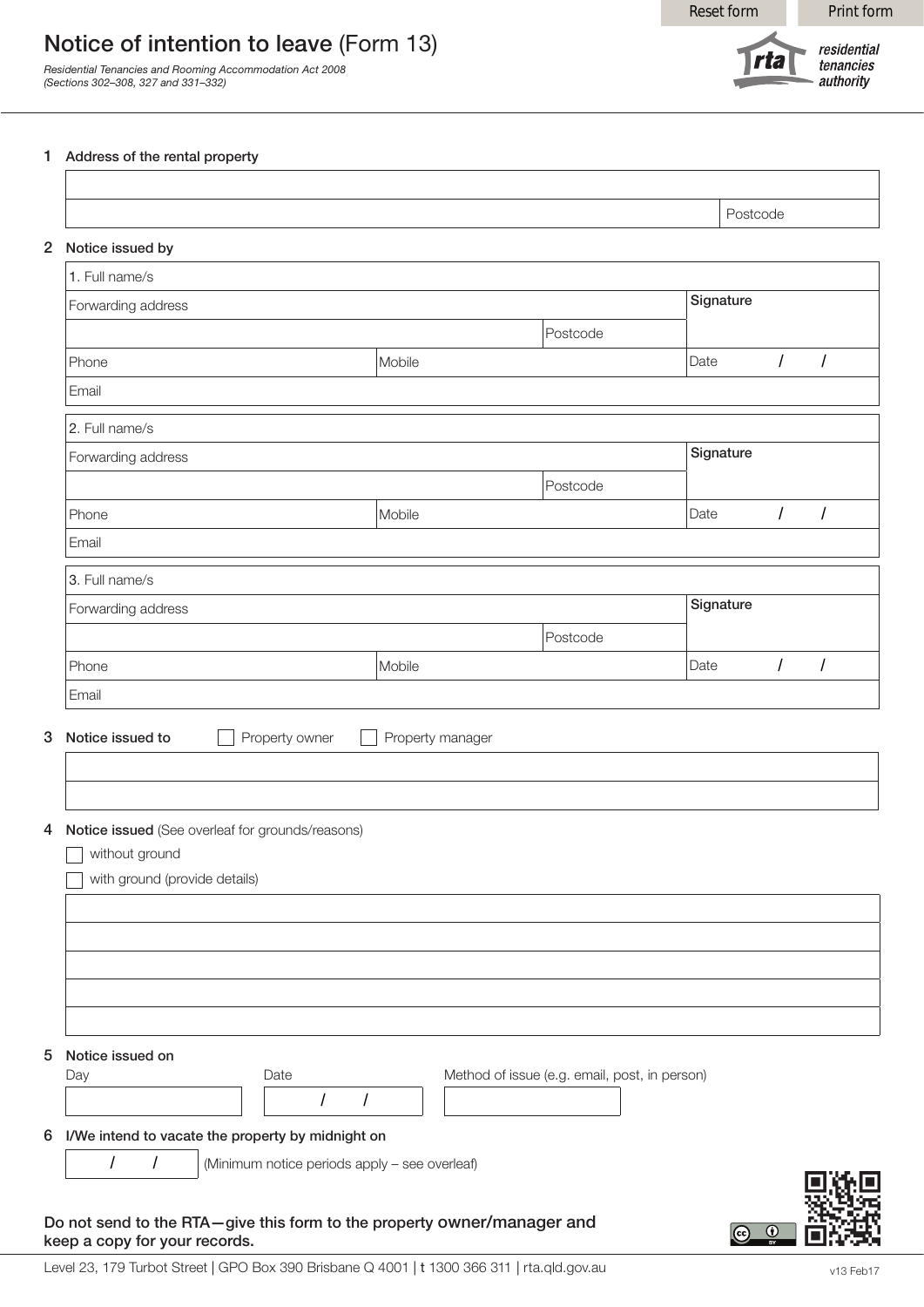Reset form | Print form

# Notice of intention to leave (Form 13)

*Residential Tenancies and Rooming Accommodation Act 2008*
*(Sections 302–308, 327 and 331–332)*

residential tenancies authority

**1 Address of the rental property**

| | |
|---|---|
| | |
| | Postcode |

**2 Notice issued by**

| | | | |
|---|---|---|---|
| 1. Full name/s | | | |
| Forwarding address | | | Signature |
| | | Postcode | |
| Phone | Mobile | | Date / / |
| Email | | | |

| | | | |
|---|---|---|---|
| 2. Full name/s | | | |
| Forwarding address | | | Signature |
| | | Postcode | |
| Phone | Mobile | | Date / / |
| Email | | | |

| | | | |
|---|---|---|---|
| 3. Full name/s | | | |
| Forwarding address | | | Signature |
| | | Postcode | |
| Phone | Mobile | | Date / / |
| Email | | | |

**3 Notice issued to** ☐ Property owner ☐ Property manager

**4 Notice issued** (See overleaf for grounds/reasons)

☐ without ground

☐ with ground (provide details)

**5 Notice issued on**

| Day | Date | Method of issue (e.g. email, post, in person) |
|---|---|---|
| | / / | |

**6 I/We intend to vacate the property by midnight on**

/ / (Minimum notice periods apply – see overleaf)

**Do not send to the RTA—give this form to the property owner/manager and keep a copy for your records.**

Level 23, 179 Turbot Street | GPO Box 390 Brisbane Q 4001 | t 1300 366 311 | rta.qld.gov.au

v13 Feb17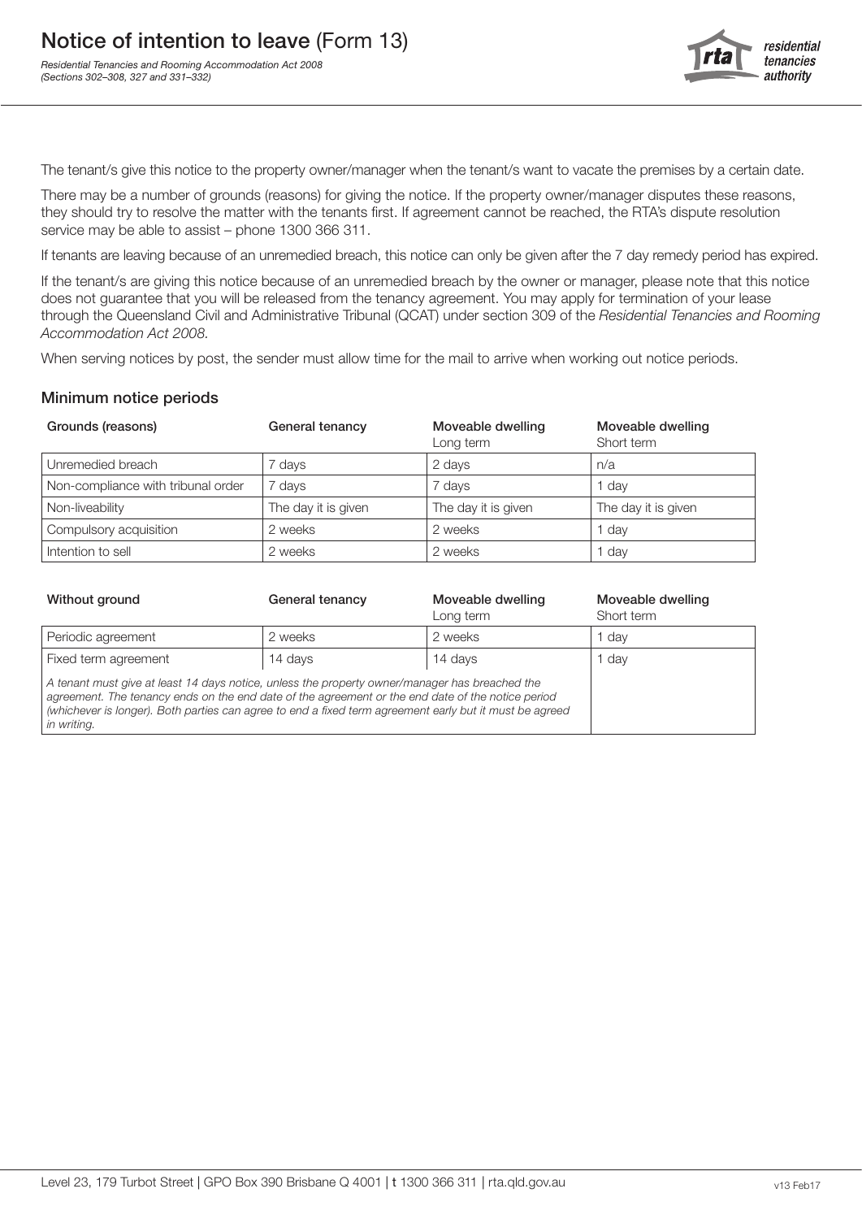# Notice of intention to leave (Form 13)

*Residential Tenancies and Rooming Accommodation Act 2008*
*(Sections 302–308, 327 and 331–332)*

The tenant/s give this notice to the property owner/manager when the tenant/s want to vacate the premises by a certain date.

There may be a number of grounds (reasons) for giving the notice. If the property owner/manager disputes these reasons, they should try to resolve the matter with the tenants first. If agreement cannot be reached, the RTA's dispute resolution service may be able to assist – phone 1300 366 311.

If tenants are leaving because of an unremedied breach, this notice can only be given after the 7 day remedy period has expired.

If the tenant/s are giving this notice because of an unremedied breach by the owner or manager, please note that this notice does not guarantee that you will be released from the tenancy agreement. You may apply for termination of your lease through the Queensland Civil and Administrative Tribunal (QCAT) under section 309 of the *Residential Tenancies and Rooming Accommodation Act 2008.*

When serving notices by post, the sender must allow time for the mail to arrive when working out notice periods.

## Minimum notice periods

| Grounds (reasons) | General tenancy | Moveable dwelling Long term | Moveable dwelling Short term |
|---|---|---|---|
| Unremedied breach | 7 days | 2 days | n/a |
| Non-compliance with tribunal order | 7 days | 7 days | 1 day |
| Non-liveability | The day it is given | The day it is given | The day it is given |
| Compulsory acquisition | 2 weeks | 2 weeks | 1 day |
| Intention to sell | 2 weeks | 2 weeks | 1 day |

| Without ground | General tenancy | Moveable dwelling Long term | Moveable dwelling Short term |
|---|---|---|---|
| Periodic agreement | 2 weeks | 2 weeks | 1 day |
| Fixed term agreement | 14 days | 14 days | 1 day |
| *A tenant must give at least 14 days notice, unless the property owner/manager has breached the agreement. The tenancy ends on the end date of the agreement or the end date of the notice period (whichever is longer). Both parties can agree to end a fixed term agreement early but it must be agreed in writing.* | | | |

Level 23, 179 Turbot Street | GPO Box 390 Brisbane Q 4001 | t 1300 366 311 | rta.qld.gov.au

v13 Feb17